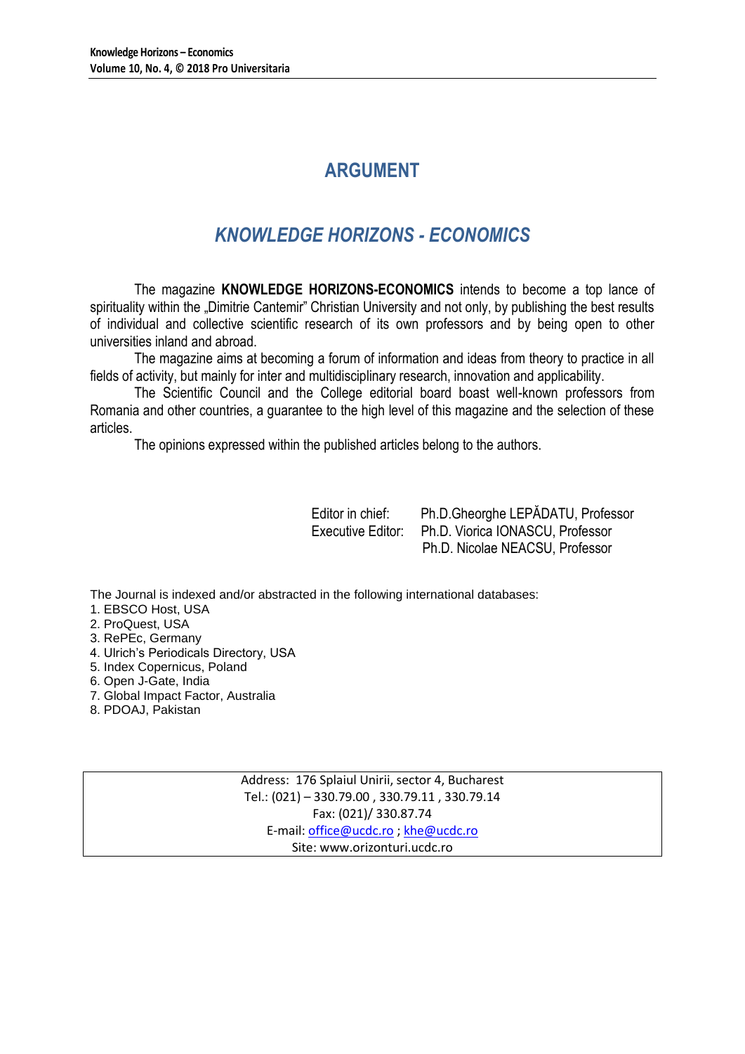# ARGUMENT

## *KNOWLEDGE HORIZONS - ECONOMICS*

The magazine **KNOWLEDGE HORIZONS-ECONOMICS** intends to become a top lance of spirituality within the „Dimitrie Cantemir" Christian University and not only, by publishing the best results of individual and collective scientific research of its own professors and by being open to other universities inland and abroad.

The magazine aims at becoming a forum of information and ideas from theory to practice in all fields of activity, but mainly for inter and multidisciplinary research, innovation and applicability.

The Scientific Council and the College editorial board boast well-known professors from Romania and other countries, a guarantee to the high level of this magazine and the selection of these articles.

The opinions expressed within the published articles belong to the authors.

Editor in chief: Ph.D.Gheorghe LEPĂDATU, Professor
Executive Editor: Ph.D. Viorica IONASCU, Professor
Ph.D. Nicolae NEACSU, Professor

The Journal is indexed and/or abstracted in the following international databases:

1. EBSCO Host, USA
2. ProQuest, USA
3. RePEc, Germany
4. Ulrich's Periodicals Directory, USA
5. Index Copernicus, Poland
6. Open J-Gate, India
7. Global Impact Factor, Australia
8. PDOAJ, Pakistan

Address: 176 Splaiul Unirii, sector 4, Bucharest
Tel.: (021) – 330.79.00 , 330.79.11 , 330.79.14
Fax: (021)/ 330.87.74
E-mail: office@ucdc.ro ; khe@ucdc.ro
Site: www.orizonturi.ucdc.ro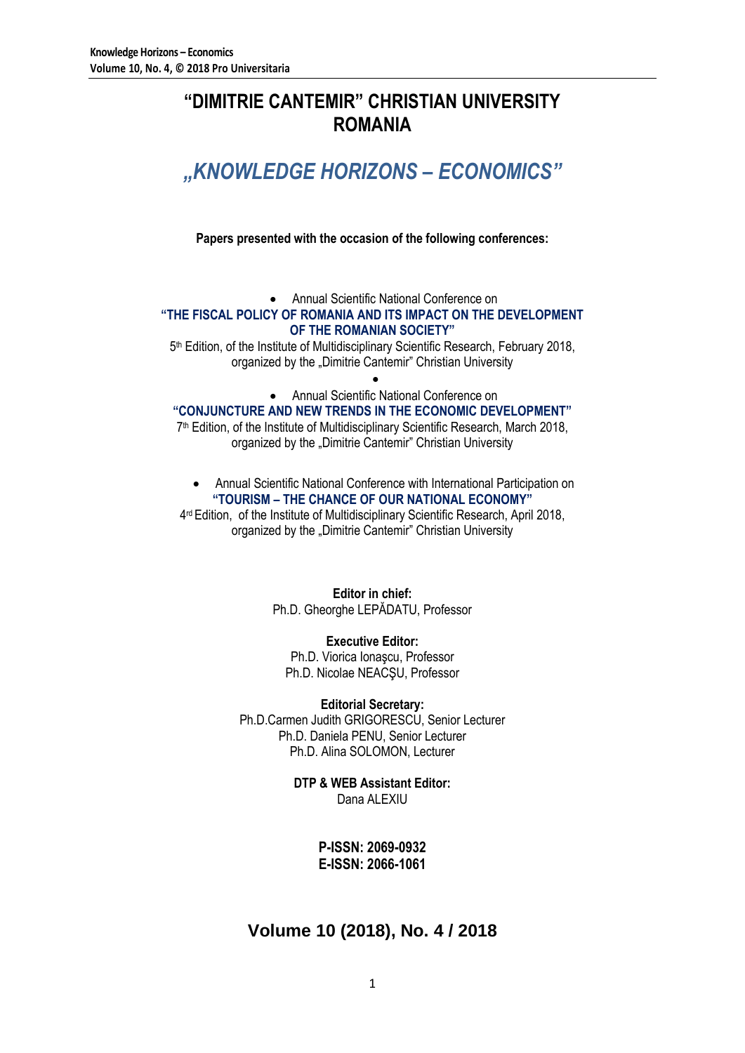# "DIMITRIE CANTEMIR" CHRISTIAN UNIVERSITY ROMANIA

## *„KNOWLEDGE HORIZONS – ECONOMICS"*

**Papers presented with the occasion of the following conferences:**

- Annual Scientific National Conference on

**"THE FISCAL POLICY OF ROMANIA AND ITS IMPACT ON THE DEVELOPMENT OF THE ROMANIAN SOCIETY"**

5th Edition, of the Institute of Multidisciplinary Scientific Research, February 2018, organized by the „Dimitrie Cantemir" Christian University

- Annual Scientific National Conference on

**"CONJUNCTURE AND NEW TRENDS IN THE ECONOMIC DEVELOPMENT"**

7th Edition, of the Institute of Multidisciplinary Scientific Research, March 2018, organized by the „Dimitrie Cantemir" Christian University

- Annual Scientific National Conference with International Participation on

**"TOURISM – THE CHANCE OF OUR NATIONAL ECONOMY"**

4rd Edition, of the Institute of Multidisciplinary Scientific Research, April 2018, organized by the „Dimitrie Cantemir" Christian University

**Editor in chief:**
Ph.D. Gheorghe LEPĂDATU, Professor

**Executive Editor:**
Ph.D. Viorica Ionaşcu, Professor
Ph.D. Nicolae NEACŞU, Professor

**Editorial Secretary:**
Ph.D.Carmen Judith GRIGORESCU, Senior Lecturer
Ph.D. Daniela PENU, Senior Lecturer
Ph.D. Alina SOLOMON, Lecturer

**DTP & WEB Assistant Editor:**
Dana ALEXIU

**P-ISSN: 2069-0932**
**E-ISSN: 2066-1061**

## Volume 10 (2018), No. 4 / 2018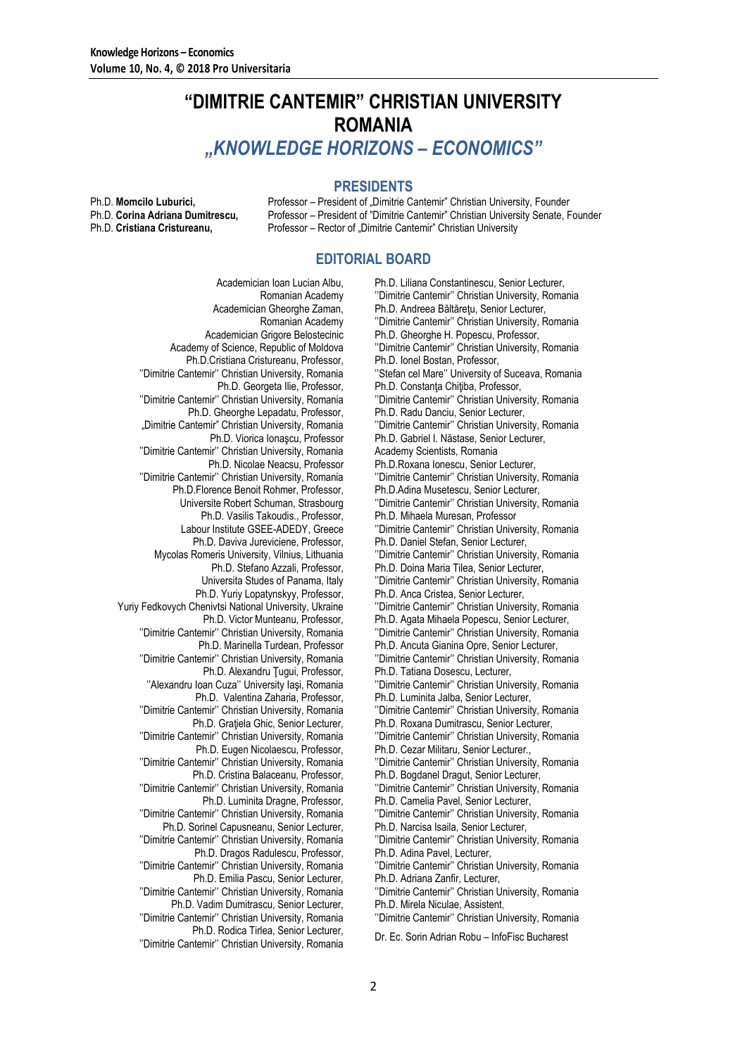# "DIMITRIE CANTEMIR" CHRISTIAN UNIVERSITY ROMANIA

## *„KNOWLEDGE HORIZONS – ECONOMICS"*

### PRESIDENTS

Ph.D. **Momcilo Luburici,** Professor – President of „Dimitrie Cantemir" Christian University, Founder
Ph.D. **Corina Adriana Dumitrescu,** Professor – President of "Dimitrie Cantemir" Christian University Senate, Founder
Ph.D. **Cristiana Cristureanu,** Professor – Rector of „Dimitrie Cantemir" Christian University

### EDITORIAL BOARD

Academician Ioan Lucian Albu, Romanian Academy
Academician Gheorghe Zaman, Romanian Academy
Academician Grigore Belostecinic Academy of Science, Republic of Moldova
Ph.D.Cristiana Cristureanu, Professor, ''Dimitrie Cantemir'' Christian University, Romania
Ph.D. Georgeta Ilie, Professor, ''Dimitrie Cantemir'' Christian University, Romania
Ph.D. Gheorghe Lepadatu, Professor, „Dimitrie Cantemir" Christian University, Romania
Ph.D. Viorica Ionaşcu, Professor ''Dimitrie Cantemir'' Christian University, Romania
Ph.D. Nicolae Neacsu, Professor ''Dimitrie Cantemir'' Christian University, Romania
Ph.D.Florence Benoit Rohmer, Professor, Universite Robert Schuman, Strasbourg
Ph.D. Vasilis Takoudis., Professor, Labour Institute GSEE-ADEDY, Greece
Ph.D. Daviva Jureviciene, Professor, Mycolas Romeris University, Vilnius, Lithuania
Ph.D. Stefano Azzali, Professor, Universita Studes of Panama, Italy
Ph.D. Yuriy Lopatynskyy, Professor, Yuriy Fedkovych Chenivtsi National University, Ukraine
Ph.D. Victor Munteanu, Professor, ''Dimitrie Cantemir'' Christian University, Romania
Ph.D. Marinella Turdean, Professor ''Dimitrie Cantemir'' Christian University, Romania
Ph.D. Alexandru Ţugui, Professor, ''Alexandru Ioan Cuza'' University Iaşi, Romania
Ph.D. Valentina Zaharia, Professor, ''Dimitrie Cantemir'' Christian University, Romania
Ph.D. Graţiela Ghic, Senior Lecturer, ''Dimitrie Cantemir'' Christian University, Romania
Ph.D. Eugen Nicolaescu, Professor, ''Dimitrie Cantemir'' Christian University, Romania
Ph.D. Cristina Balaceanu, Professor, ''Dimitrie Cantemir'' Christian University, Romania
Ph.D. Luminita Dragne, Professor, ''Dimitrie Cantemir'' Christian University, Romania
Ph.D. Sorinel Capusneanu, Senior Lecturer, ''Dimitrie Cantemir'' Christian University, Romania
Ph.D. Dragos Radulescu, Professor, ''Dimitrie Cantemir'' Christian University, Romania
Ph.D. Emilia Pascu, Senior Lecturer, ''Dimitrie Cantemir'' Christian University, Romania
Ph.D. Vadim Dumitrascu, Senior Lecturer, ''Dimitrie Cantemir'' Christian University, Romania
Ph.D. Rodica Tirlea, Senior Lecturer, ''Dimitrie Cantemir'' Christian University, Romania
Ph.D. Liliana Constantinescu, Senior Lecturer, ''Dimitrie Cantemir'' Christian University, Romania
Ph.D. Andreea Băltăreţu, Senior Lecturer, ''Dimitrie Cantemir'' Christian University, Romania
Ph.D. Gheorghe H. Popescu, Professor, ''Dimitrie Cantemir'' Christian University, Romania
Ph.D. Ionel Bostan, Professor, ''Stefan cel Mare'' University of Suceava, Romania
Ph.D. Constanţa Chiţiba, Professor, ''Dimitrie Cantemir'' Christian University, Romania
Ph.D. Radu Danciu, Senior Lecturer, ''Dimitrie Cantemir'' Christian University, Romania
Ph.D. Gabriel I. Năstase, Senior Lecturer, Academy Scientists, Romania
Ph.D.Roxana Ionescu, Senior Lecturer, ''Dimitrie Cantemir'' Christian University, Romania
Ph.D.Adina Musetescu, Senior Lecturer, ''Dimitrie Cantemir'' Christian University, Romania
Ph.D. Mihaela Muresan, Professor ''Dimitrie Cantemir'' Christian University, Romania
Ph.D. Daniel Stefan, Senior Lecturer, ''Dimitrie Cantemir'' Christian University, Romania
Ph.D. Doina Maria Tilea, Senior Lecturer, ''Dimitrie Cantemir'' Christian University, Romania
Ph.D. Anca Cristea, Senior Lecturer, ''Dimitrie Cantemir'' Christian University, Romania
Ph.D. Agata Mihaela Popescu, Senior Lecturer, ''Dimitrie Cantemir'' Christian University, Romania
Ph.D. Ancuta Gianina Opre, Senior Lecturer, ''Dimitrie Cantemir'' Christian University, Romania
Ph.D. Tatiana Dosescu, Lecturer, ''Dimitrie Cantemir'' Christian University, Romania
Ph.D. Luminita Jalba, Senior Lecturer, ''Dimitrie Cantemir'' Christian University, Romania
Ph.D. Roxana Dumitrascu, Senior Lecturer, ''Dimitrie Cantemir'' Christian University, Romania
Ph.D. Cezar Militaru, Senior Lecturer., ''Dimitrie Cantemir'' Christian University, Romania
Ph.D. Bogdanel Dragut, Senior Lecturer, ''Dimitrie Cantemir'' Christian University, Romania
Ph.D. Camelia Pavel, Senior Lecturer, ''Dimitrie Cantemir'' Christian University, Romania
Ph.D. Narcisa Isaila, Senior Lecturer, ''Dimitrie Cantemir'' Christian University, Romania
Ph.D. Adina Pavel, Lecturer, ''Dimitrie Cantemir'' Christian University, Romania
Ph.D. Adriana Zanfir, Lecturer, ''Dimitrie Cantemir'' Christian University, Romania
Ph.D. Mirela Niculae, Assistent, ''Dimitrie Cantemir'' Christian University, Romania
Dr. Ec. Sorin Adrian Robu – InfoFisc Bucharest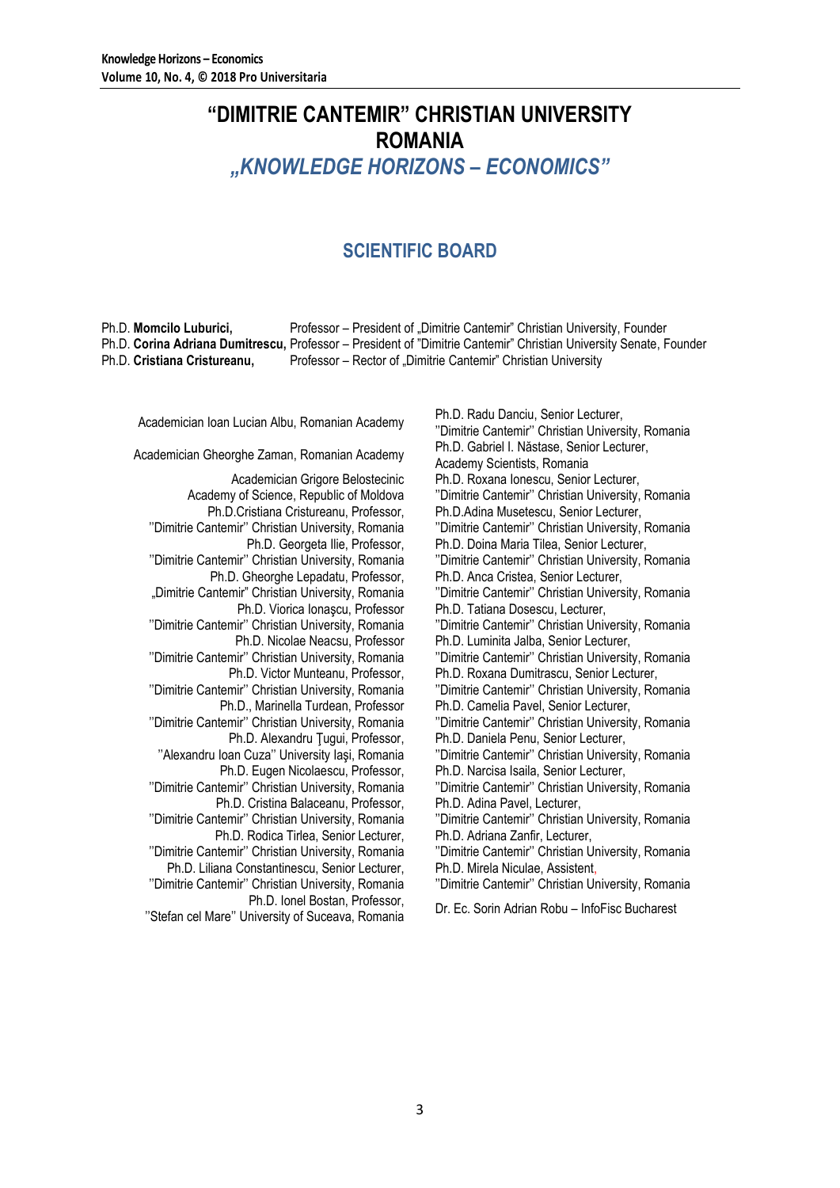# "DIMITRIE CANTEMIR" CHRISTIAN UNIVERSITY ROMANIA

## *„KNOWLEDGE HORIZONS – ECONOMICS"*

## SCIENTIFIC BOARD

Ph.D. **Momcilo Luburici,** Professor – President of „Dimitrie Cantemir" Christian University, Founder
Ph.D. **Corina Adriana Dumitrescu,** Professor – President of "Dimitrie Cantemir" Christian University Senate, Founder
Ph.D. **Cristiana Cristureanu,** Professor – Rector of „Dimitrie Cantemir" Christian University

Academician Ioan Lucian Albu, Romanian Academy

Academician Gheorghe Zaman, Romanian Academy

Academician Grigore Belostecinic
Academy of Science, Republic of Moldova

Ph.D.Cristiana Cristureanu, Professor,
''Dimitrie Cantemir'' Christian University, Romania

Ph.D. Georgeta Ilie, Professor,
''Dimitrie Cantemir'' Christian University, Romania

Ph.D. Gheorghe Lepadatu, Professor,
„Dimitrie Cantemir" Christian University, Romania

Ph.D. Viorica Ionaşcu, Professor
''Dimitrie Cantemir'' Christian University, Romania

Ph.D. Nicolae Neacsu, Professor
''Dimitrie Cantemir'' Christian University, Romania

Ph.D. Victor Munteanu, Professor,
''Dimitrie Cantemir'' Christian University, Romania

Ph.D., Marinella Turdean, Professor
''Dimitrie Cantemir'' Christian University, Romania

Ph.D. Alexandru Ţugui, Professor,
''Alexandru Ioan Cuza'' University Iaşi, Romania

Ph.D. Eugen Nicolaescu, Professor,
''Dimitrie Cantemir'' Christian University, Romania

Ph.D. Cristina Balaceanu, Professor,
''Dimitrie Cantemir'' Christian University, Romania

Ph.D. Rodica Tirlea, Senior Lecturer,
''Dimitrie Cantemir'' Christian University, Romania

Ph.D. Liliana Constantinescu, Senior Lecturer,
''Dimitrie Cantemir'' Christian University, Romania

Ph.D. Ionel Bostan, Professor,
''Stefan cel Mare'' University of Suceava, Romania

Ph.D. Radu Danciu, Senior Lecturer,
''Dimitrie Cantemir'' Christian University, Romania

Ph.D. Gabriel I. Năstase, Senior Lecturer,
Academy Scientists, Romania

Ph.D. Roxana Ionescu, Senior Lecturer,
''Dimitrie Cantemir'' Christian University, Romania

Ph.D.Adina Musetescu, Senior Lecturer,
''Dimitrie Cantemir'' Christian University, Romania

Ph.D. Doina Maria Tilea, Senior Lecturer,
''Dimitrie Cantemir'' Christian University, Romania

Ph.D. Anca Cristea, Senior Lecturer,
''Dimitrie Cantemir'' Christian University, Romania

Ph.D. Tatiana Dosescu, Lecturer,
''Dimitrie Cantemir'' Christian University, Romania

Ph.D. Luminita Jalba, Senior Lecturer,
''Dimitrie Cantemir'' Christian University, Romania

Ph.D. Roxana Dumitrascu, Senior Lecturer,
''Dimitrie Cantemir'' Christian University, Romania

Ph.D. Camelia Pavel, Senior Lecturer,
''Dimitrie Cantemir'' Christian University, Romania

Ph.D. Daniela Penu, Senior Lecturer,
''Dimitrie Cantemir'' Christian University, Romania

Ph.D. Narcisa Isaila, Senior Lecturer,
''Dimitrie Cantemir'' Christian University, Romania

Ph.D. Adina Pavel, Lecturer,
''Dimitrie Cantemir'' Christian University, Romania

Ph.D. Adriana Zanfir, Lecturer,
''Dimitrie Cantemir'' Christian University, Romania

Ph.D. Mirela Niculae, Assistent,
''Dimitrie Cantemir'' Christian University, Romania

Dr. Ec. Sorin Adrian Robu – InfoFisc Bucharest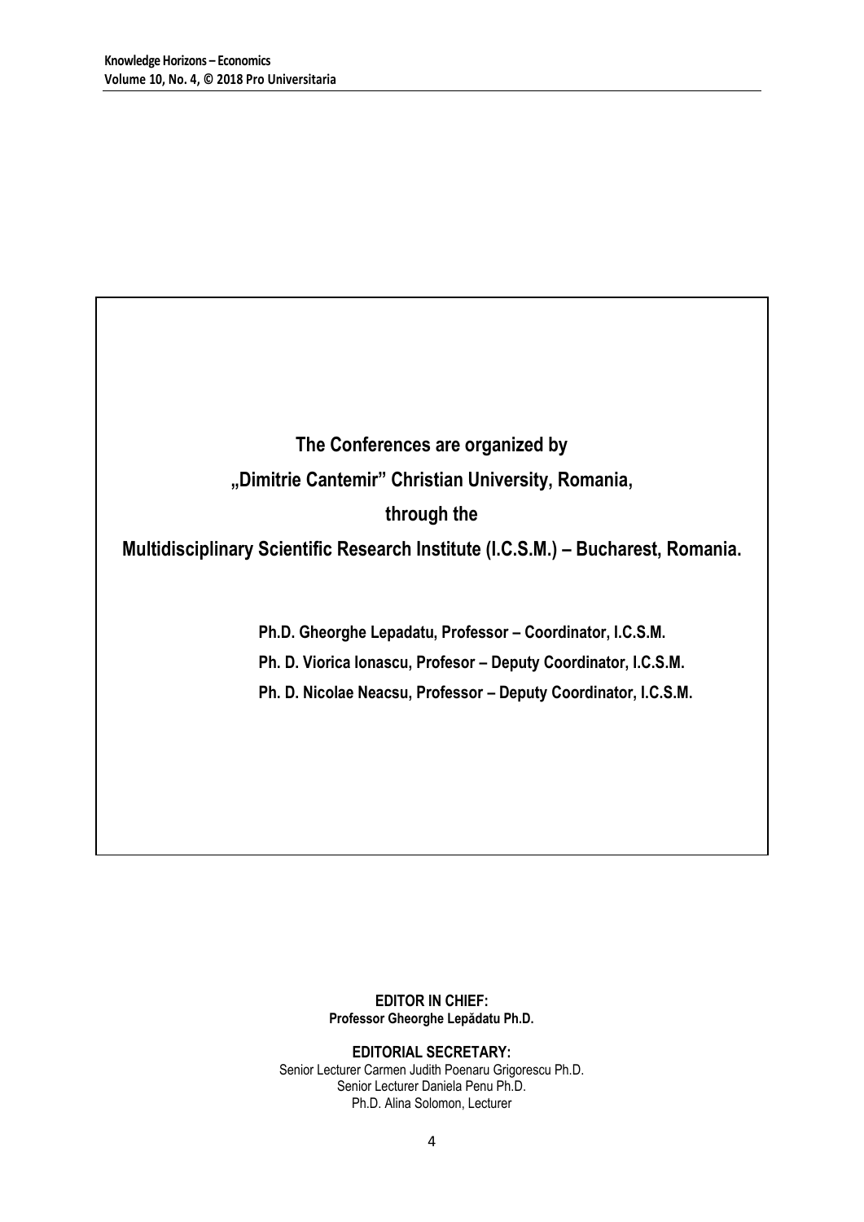**The Conferences are organized by**

**„Dimitrie Cantemir" Christian University, Romania,**

**through the**

**Multidisciplinary Scientific Research Institute (I.C.S.M.) – Bucharest, Romania.**

**Ph.D. Gheorghe Lepadatu, Professor – Coordinator, I.C.S.M.**

**Ph. D. Viorica Ionascu, Profesor – Deputy Coordinator, I.C.S.M.**

**Ph. D. Nicolae Neacsu, Professor – Deputy Coordinator, I.C.S.M.**

**EDITOR IN CHIEF:**
**Professor Gheorghe Lepădatu Ph.D.**

**EDITORIAL SECRETARY:**
Senior Lecturer Carmen Judith Poenaru Grigorescu Ph.D.
Senior Lecturer Daniela Penu Ph.D.
Ph.D. Alina Solomon, Lecturer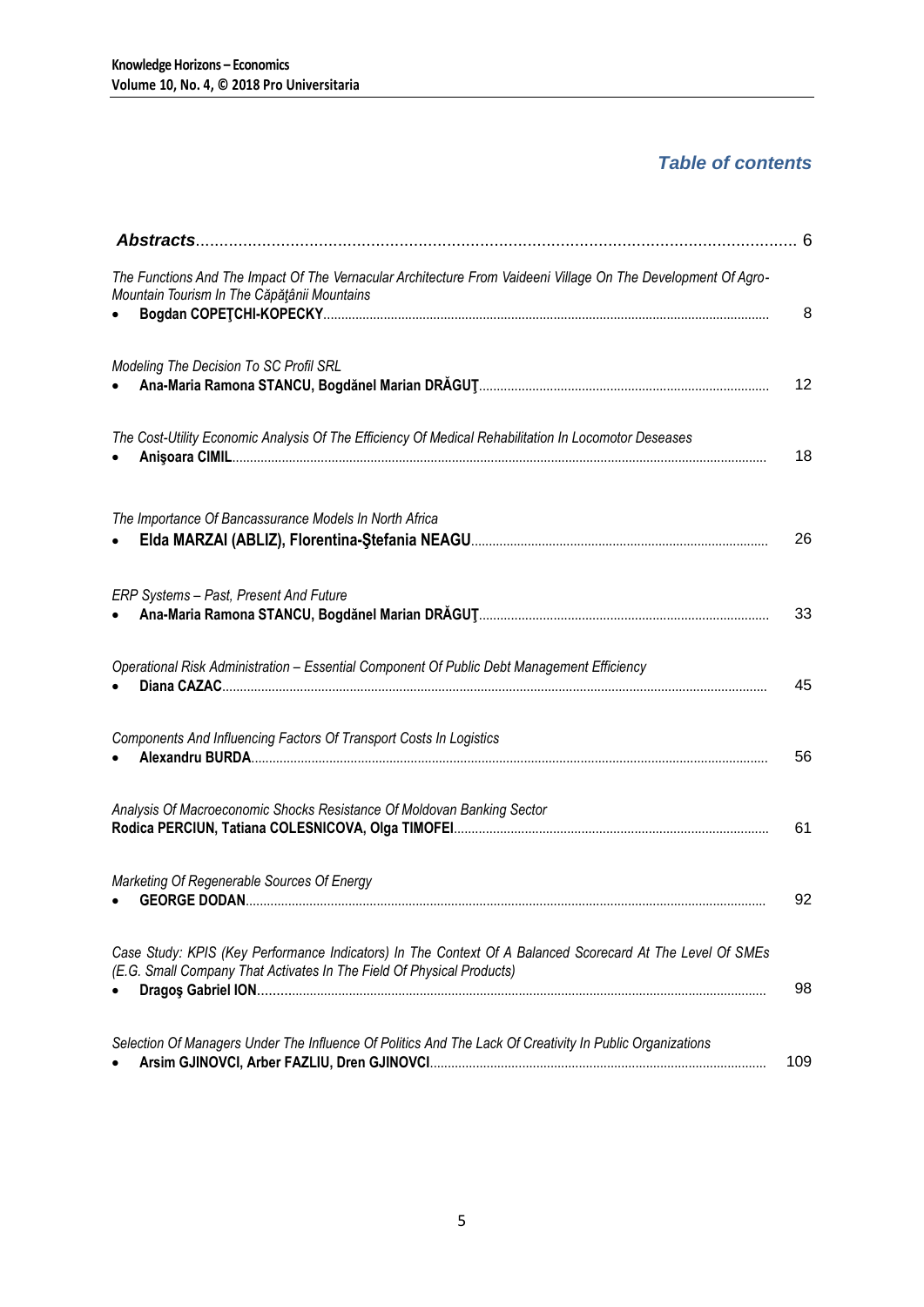## *Table of contents*

| | |
|---|---|
| ***Abstracts*** | 6 |
| *The Functions And The Impact Of The Vernacular Architecture From Vaideeni Village On The Development Of Agro-Mountain Tourism In The Căpăţânii Mountains*<br>• **Bogdan COPEŢCHI-KOPECKY** | 8 |
| *Modeling The Decision To SC Profil SRL*<br>• **Ana-Maria Ramona STANCU, Bogdănel Marian DRĂGUŢ** | 12 |
| *The Cost-Utility Economic Analysis Of The Efficiency Of Medical Rehabilitation In Locomotor Deseases*<br>• **Anişoara CIMIL** | 18 |
| *The Importance Of Bancassurance Models In North Africa*<br>• **Elda MARZAI (ABLIZ), Florentina-Ştefania NEAGU** | 26 |
| *ERP Systems – Past, Present And Future*<br>• **Ana-Maria Ramona STANCU, Bogdănel Marian DRĂGUŢ** | 33 |
| *Operational Risk Administration – Essential Component Of Public Debt Management Efficiency*<br>• **Diana CAZAC** | 45 |
| *Components And Influencing Factors Of Transport Costs In Logistics*<br>• **Alexandru BURDA** | 56 |
| *Analysis Of Macroeconomic Shocks Resistance Of Moldovan Banking Sector*<br>**Rodica PERCIUN, Tatiana COLESNICOVA, Olga TIMOFEI** | 61 |
| *Marketing Of Regenerable Sources Of Energy*<br>• **GEORGE DODAN** | 92 |
| *Case Study: KPIS (Key Performance Indicators) In The Context Of A Balanced Scorecard At The Level Of SMEs (E.G. Small Company That Activates In The Field Of Physical Products)*<br>• **Dragoş Gabriel ION** | 98 |
| *Selection Of Managers Under The Influence Of Politics And The Lack Of Creativity In Public Organizations*<br>• **Arsim GJINOVCI, Arber FAZLIU, Dren GJINOVCI** | 109 |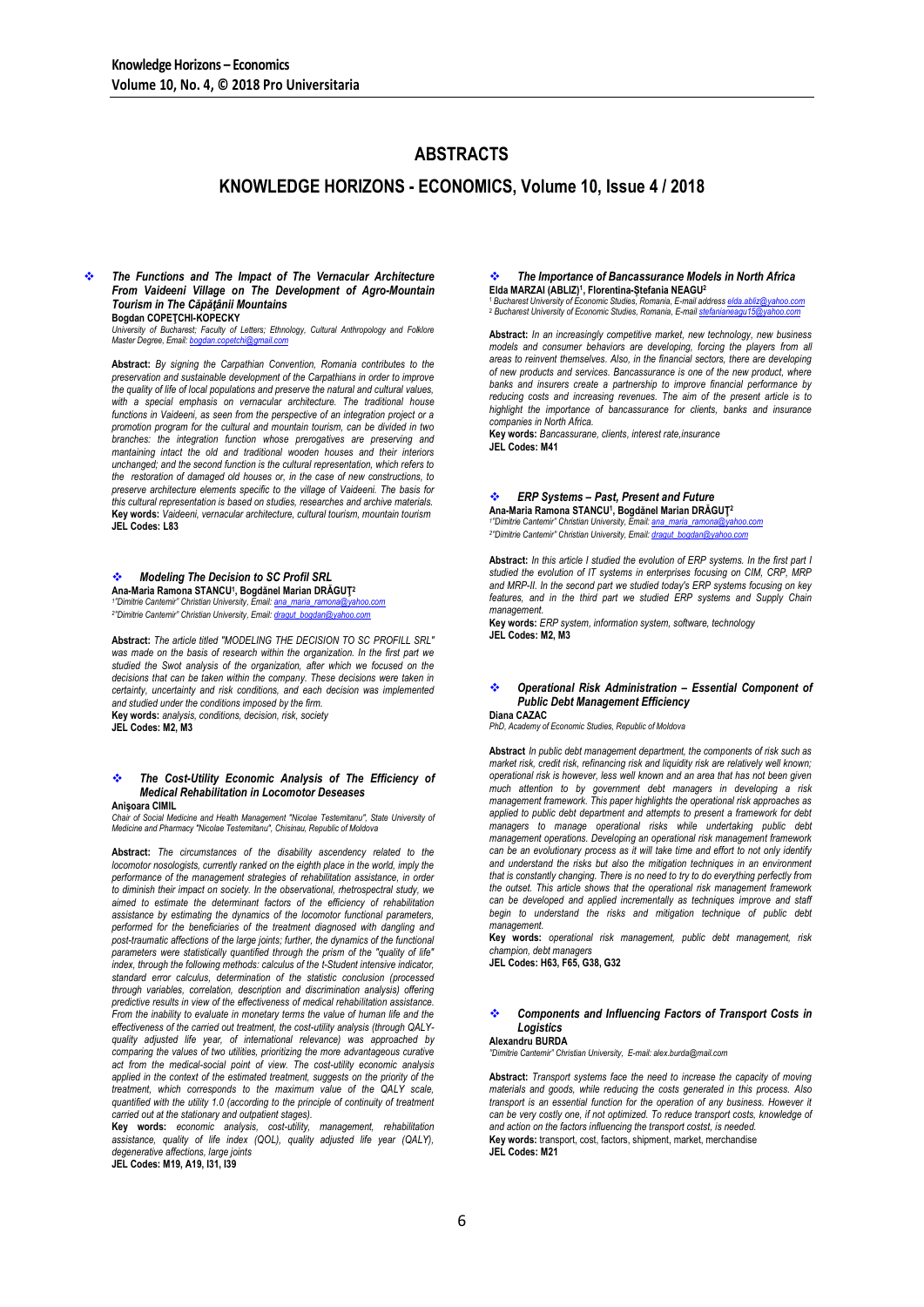# ABSTRACTS

## KNOWLEDGE HORIZONS - ECONOMICS, Volume 10, Issue 4 / 2018

### *The Functions and The Impact of The Vernacular Architecture From Vaideeni Village on The Development of Agro-Mountain Tourism in The Căpăţânii Mountains*

**Bogdan COPEŢCHI-KOPECKY**

*University of Bucharest; Faculty of Letters; Ethnology, Cultural Anthropology and Folklore Master Degree, Email: bogdan.copetchi@gmail.com*

**Abstract:** *By signing the Carpathian Convention, Romania contributes to the preservation and sustainable development of the Carpathians in order to improve the quality of life of local populations and preserve the natural and cultural values, with a special emphasis on vernacular architecture. The traditional house functions in Vaideeni, as seen from the perspective of an integration project or a promotion program for the cultural and mountain tourism, can be divided in two branches: the integration function whose prerogatives are preserving and mantaining intact the old and traditional wooden houses and their interiors unchanged; and the second function is the cultural representation, which refers to the restoration of damaged old houses or, in the case of new constructions, to preserve architecture elements specific to the village of Vaideeni. The basis for this cultural representation is based on studies, researches and archive materials.*

**Key words:** *Vaideeni, vernacular architecture, cultural tourism, mountain tourism*

**JEL Codes: L83**

### *Modeling The Decision to SC Profil SRL*

**Ana-Maria Ramona STANCU[1], Bogdănel Marian DRĂGUŢ[2]**

*[1]"Dimitrie Cantemir" Christian University, Email: ana_maria_ramona@yahoo.com*
*[2]"Dimitrie Cantemir" Christian University, Email: dragut_bogdan@yahoo.com*

**Abstract:** *The article titled "MODELING THE DECISION TO SC PROFILL SRL" was made on the basis of research within the organization. In the first part we studied the Swot analysis of the organization, after which we focused on the decisions that can be taken within the company. These decisions were taken in certainty, uncertainty and risk conditions, and each decision was implemented and studied under the conditions imposed by the firm.*

**Key words:** *analysis, conditions, decision, risk, society*

**JEL Codes: M2, M3**

### *The Cost-Utility Economic Analysis of The Efficiency of Medical Rehabilitation in Locomotor Deseases*

**Anişoara CIMIL**

*Chair of Social Medicine and Health Management "Nicolae Testemitanu", State University of Medicine and Pharmacy "Nicolae Testemitanu", Chisinau, Republic of Moldova*

**Abstract:** *The circumstances of the disability ascendency related to the locomotor nosologists, currently ranked on the eighth place in the world, imply the performance of the management strategies of rehabilitation assistance, in order to diminish their impact on society. In the observational, rhetrospectral study, we aimed to estimate the determinant factors of the efficiency of rehabilitation assistance by estimating the dynamics of the locomotor functional parameters, performed for the beneficiaries of the treatment diagnosed with dangling and post-traumatic affections of the large joints; further, the dynamics of the functional parameters were statistically quantified through the prism of the "quality of life" index, through the following methods: calculus of the t-Student intensive indicator, standard error calculus, determination of the statistic conclusion (processed through variables, correlation, description and discrimination analysis) offering predictive results in view of the effectiveness of medical rehabilitation assistance. From the inability to evaluate in monetary terms the value of human life and the effectiveness of the carried out treatment, the cost-utility analysis (through QALY-quality adjusted life year, of international relevance) was approached by comparing the values of two utilities, prioritizing the more advantageous curative act from the medical-social point of view. The cost-utility economic analysis applied in the context of the estimated treatment, suggests on the priority of the treatment, which corresponds to the maximum value of the QALY scale, quantified with the utility 1.0 (according to the principle of continuity of treatment carried out at the stationary and outpatient stages).*

**Key words:** *economic analysis, cost-utility, management, rehabilitation assistance, quality of life index (QOL), quality adjusted life year (QALY), degenerative affections, large joints*

**JEL Codes: M19, A19, I31, I39**

### *The Importance of Bancassurance Models in North Africa*

**Elda MARZAI (ABLIZ)[1], Florentina-Ştefania NEAGU[2]**

*[1] Bucharest University of Economic Studies, Romania, E-mail address elda.abliz@yahoo.com*
*[2] Bucharest University of Economic Studies, Romania, E-mail stefanianeagu15@yahoo.com*

**Abstract:** *In an increasingly competitive market, new technology, new business models and consumer behaviors are developing, forcing the players from all areas to reinvent themselves. Also, in the financial sectors, there are developing of new products and services. Bancassurance is one of the new product, where banks and insurers create a partnership to improve financial performance by reducing costs and increasing revenues. The aim of the present article is to highlight the importance of bancassurance for clients, banks and insurance companies in North Africa.*

**Key words:** *Bancassurance, clients, interest rate,insurance*

**JEL Codes: M41**

### *ERP Systems – Past, Present and Future*

**Ana-Maria Ramona STANCU[1], Bogdănel Marian DRĂGUŢ[2]**

*[1]"Dimitrie Cantemir" Christian University, Email: ana_maria_ramona@yahoo.com*
*[2]"Dimitrie Cantemir" Christian University, Email: dragut_bogdan@yahoo.com*

**Abstract:** *In this article I studied the evolution of ERP systems. In the first part I studied the evolution of IT systems in enterprises focusing on CIM, CRP, MRP and MRP-II. In the second part we studied today's ERP systems focusing on key features, and in the third part we studied ERP systems and Supply Chain management.*

**Key words:** *ERP system, information system, software, technology*

**JEL Codes: M2, M3**

### *Operational Risk Administration – Essential Component of Public Debt Management Efficiency*

**Diana CAZAC**

*PhD, Academy of Economic Studies, Republic of Moldova*

**Abstract** *In public debt management department, the components of risk such as market risk, credit risk, refinancing risk and liquidity risk are relatively well known; operational risk is however, less well known and an area that has not been given much attention to by government debt managers in developing a risk management framework. This paper highlights the operational risk approaches as applied to public debt department and attempts to present a framework for debt managers to manage operational risks while undertaking public debt management operations. Developing an operational risk management framework can be an evolutionary process as it will take time and effort to not only identify and understand the risks but also the mitigation techniques in an environment that is constantly changing. There is no need to try to do everything perfectly from the outset. This article shows that the operational risk management framework can be developed and applied incrementally as techniques improve and staff begin to understand the risks and mitigation technique of public debt management.*

**Key words:** *operational risk management, public debt management, risk champion, debt managers*

**JEL Codes: H63, F65, G38, G32**

### *Components and Influencing Factors of Transport Costs in Logistics*

**Alexandru BURDA**

*"Dimitrie Cantemir" Christian University, E-mail: alex.burda@mail.com*

**Abstract:** *Transport systems face the need to increase the capacity of moving materials and goods, while reducing the costs generated in this process. Also transport is an essential function for the operation of any business. However it can be very costly one, if not optimized. To reduce transport costs, knowledge of and action on the factors influencing the transport costst, is needed.*

**Key words:** transport, cost, factors, shipment, market, merchandise

**JEL Codes: M21**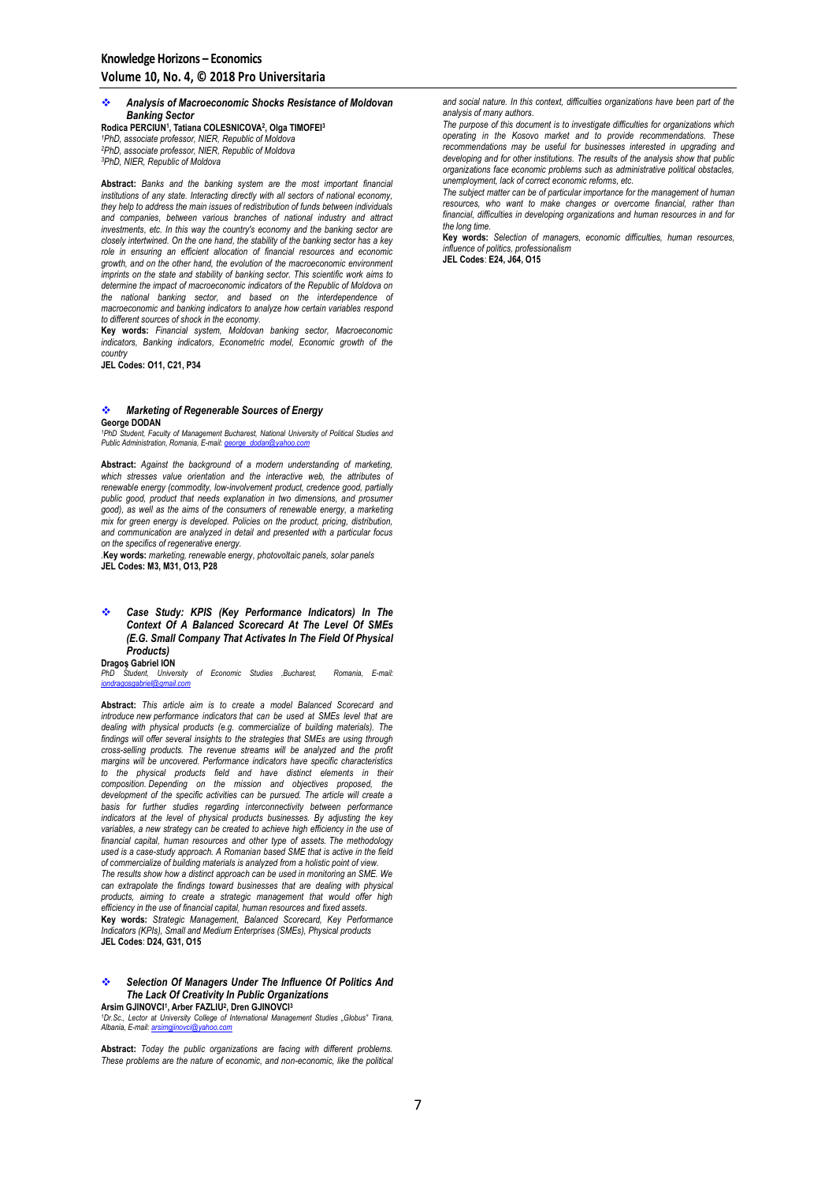## *Analysis of Macroeconomic Shocks Resistance of Moldovan Banking Sector*

**Rodica PERCIUN[1], Tatiana COLESNICOVA[2], Olga TIMOFEI[3]**
*[1]PhD, associate professor, NIER, Republic of Moldova*
*[2]PhD, associate professor, NIER, Republic of Moldova*
*[3]PhD, NIER, Republic of Moldova*

**Abstract:** *Banks and the banking system are the most important financial institutions of any state. Interacting directly with all sectors of national economy, they help to address the main issues of redistribution of funds between individuals and companies, between various branches of national industry and attract investments, etc. In this way the country's economy and the banking sector are closely intertwined. On the one hand, the stability of the banking sector has a key role in ensuring an efficient allocation of financial resources and economic growth, and on the other hand, the evolution of the macroeconomic environment imprints on the state and stability of banking sector. This scientific work aims to determine the impact of macroeconomic indicators of the Republic of Moldova on the national banking sector, and based on the interdependence of macroeconomic and banking indicators to analyze how certain variables respond to different sources of shock in the economy.*

**Key words:** *Financial system, Moldovan banking sector, Macroeconomic indicators, Banking indicators, Econometric model, Economic growth of the country*

**JEL Codes: O11, C21, P34**

## *Marketing of Regenerable Sources of Energy*

**George DODAN**
*[1]PhD Student, Faculty of Management Bucharest, National University of Political Studies and Public Administration, Romania, E-mail: george_dodan@yahoo.com*

**Abstract:** *Against the background of a modern understanding of marketing, which stresses value orientation and the interactive web, the attributes of renewable energy (commodity, low-involvement product, credence good, partially public good, product that needs explanation in two dimensions, and prosumer good), as well as the aims of the consumers of renewable energy, a marketing mix for green energy is developed. Policies on the product, pricing, distribution, and communication are analyzed in detail and presented with a particular focus on the specifics of regenerative energy.*

.**Key words:** *marketing, renewable energy, photovoltaic panels, solar panels*

**JEL Codes: M3, M31, O13, P28**

## *Case Study: KPIS (Key Performance Indicators) In The Context Of A Balanced Scorecard At The Level Of SMEs (E.G. Small Company That Activates In The Field Of Physical Products)*

**Dragoş Gabriel ION**
*PhD Student, University of Economic Studies ,Bucharest, Romania, E-mail: iondragosgabriel@gmail.com*

**Abstract:** *This article aim is to create a model Balanced Scorecard and introduce new performance indicators that can be used at SMEs level that are dealing with physical products (e.g. commercialize of building materials). The findings will offer several insights to the strategies that SMEs are using through cross-selling products. The revenue streams will be analyzed and the profit margins will be uncovered. Performance indicators have specific characteristics to the physical products field and have distinct elements in their composition. Depending on the mission and objectives proposed, the development of the specific activities can be pursued. The article will create a basis for further studies regarding interconnectivity between performance indicators at the level of physical products businesses. By adjusting the key variables, a new strategy can be created to achieve high efficiency in the use of financial capital, human resources and other type of assets. The methodology used is a case-study approach. A Romanian based SME that is active in the field of commercialize of building materials is analyzed from a holistic point of view.*
*The results show how a distinct approach can be used in monitoring an SME. We can extrapolate the findings toward businesses that are dealing with physical products, aiming to create a strategic management that would offer high efficiency in the use of financial capital, human resources and fixed assets.*

**Key words:** *Strategic Management, Balanced Scorecard, Key Performance Indicators (KPIs), Small and Medium Enterprises (SMEs), Physical products*

**JEL Codes**: **D24, G31, O15**

## *Selection Of Managers Under The Influence Of Politics And The Lack Of Creativity In Public Organizations*

**Arsim GJINOVCI[1], Arber FAZLIU[2], Dren GJINOVCI[3]**
*[1]Dr.Sc., Lector at University College of International Management Studies „Globus" Tirana, Albania, E-mail: arsimgjinovci@yahoo.com*

**Abstract:** *Today the public organizations are facing with different problems. These problems are the nature of economic, and non-economic, like the political and social nature. In this context, difficulties organizations have been part of the analysis of many authors.*
*The purpose of this document is to investigate difficulties for organizations which operating in the Kosovo market and to provide recommendations. These recommendations may be useful for businesses interested in upgrading and developing and for other institutions. The results of the analysis show that public organizations face economic problems such as administrative political obstacles, unemployment, lack of correct economic reforms, etc.*
*The subject matter can be of particular importance for the management of human resources, who want to make changes or overcome financial, rather than financial, difficulties in developing organizations and human resources in and for the long time.*

**Key words:** *Selection of managers, economic difficulties, human resources, influence of politics, professionalism*

**JEL Codes**: **E24, J64, O15**